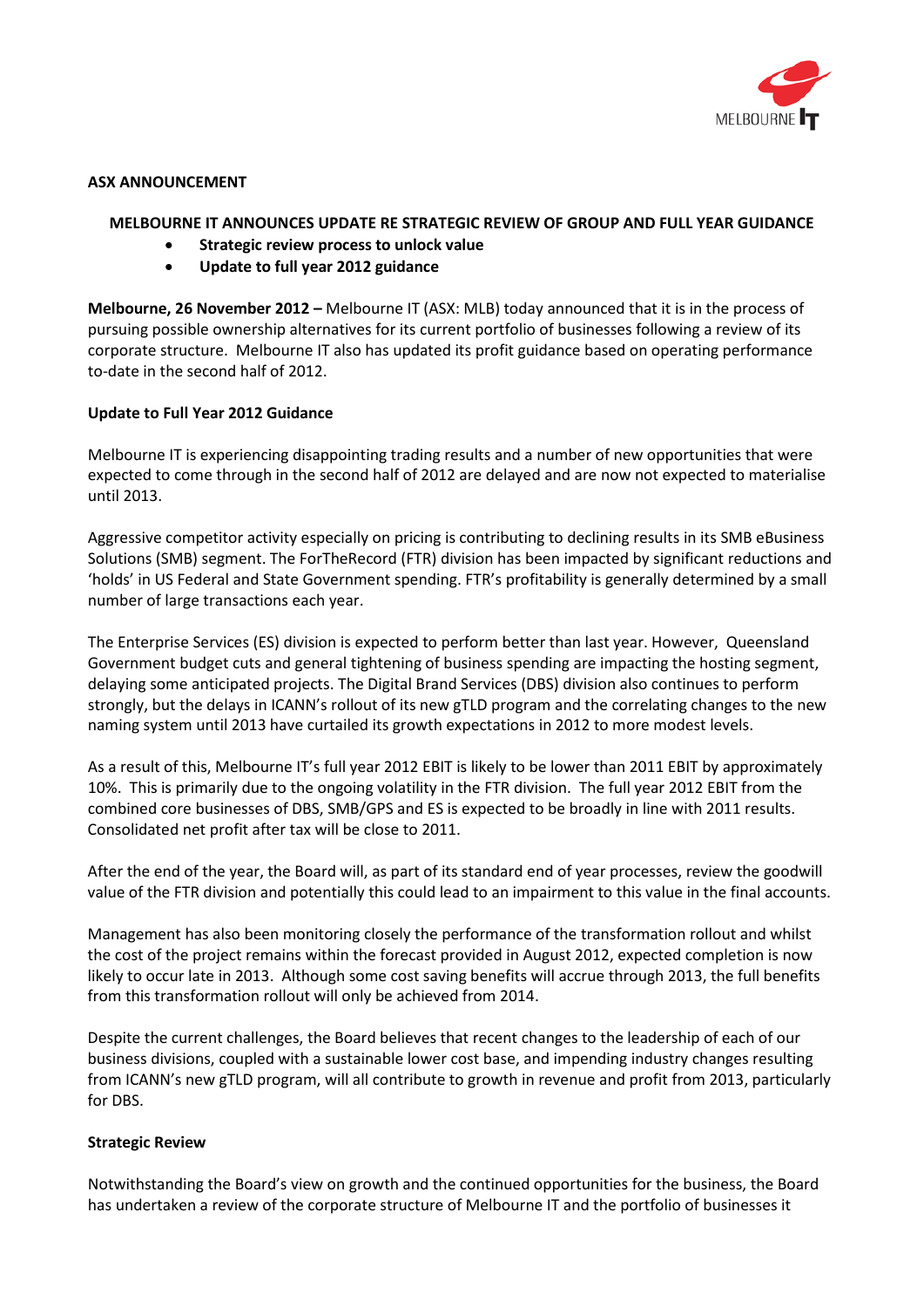**ASX ANNOUNCEMENT**

**MELBOURNE IT ANNOUNCES UPDATE RE STRATEGIC REVIEW OF GROUP AND FULL YEAR GUIDANCE**

- **Strategic review process to unlock value**
- **Update to full year 2012 guidance**

**Melbourne, 26 November 2012 –** Melbourne IT (ASX: MLB) today announced that it is in the process of pursuing possible ownership alternatives for its current portfolio of businesses following a review of its corporate structure. Melbourne IT also has updated its profit guidance based on operating performance to-date in the second half of 2012.

**Update to Full Year 2012 Guidance**

Melbourne IT is experiencing disappointing trading results and a number of new opportunities that were expected to come through in the second half of 2012 are delayed and are now not expected to materialise until 2013.

Aggressive competitor activity especially on pricing is contributing to declining results in its SMB eBusiness Solutions (SMB) segment. The ForTheRecord (FTR) division has been impacted by significant reductions and 'holds' in US Federal and State Government spending. FTR's profitability is generally determined by a small number of large transactions each year.

The Enterprise Services (ES) division is expected to perform better than last year. However, Queensland Government budget cuts and general tightening of business spending are impacting the hosting segment, delaying some anticipated projects. The Digital Brand Services (DBS) division also continues to perform strongly, but the delays in ICANN's rollout of its new gTLD program and the correlating changes to the new naming system until 2013 have curtailed its growth expectations in 2012 to more modest levels.

As a result of this, Melbourne IT's full year 2012 EBIT is likely to be lower than 2011 EBIT by approximately 10%. This is primarily due to the ongoing volatility in the FTR division. The full year 2012 EBIT from the combined core businesses of DBS, SMB/GPS and ES is expected to be broadly in line with 2011 results. Consolidated net profit after tax will be close to 2011.

After the end of the year, the Board will, as part of its standard end of year processes, review the goodwill value of the FTR division and potentially this could lead to an impairment to this value in the final accounts.

Management has also been monitoring closely the performance of the transformation rollout and whilst the cost of the project remains within the forecast provided in August 2012, expected completion is now likely to occur late in 2013. Although some cost saving benefits will accrue through 2013, the full benefits from this transformation rollout will only be achieved from 2014.

Despite the current challenges, the Board believes that recent changes to the leadership of each of our business divisions, coupled with a sustainable lower cost base, and impending industry changes resulting from ICANN's new gTLD program, will all contribute to growth in revenue and profit from 2013, particularly for DBS.

**Strategic Review**

Notwithstanding the Board's view on growth and the continued opportunities for the business, the Board has undertaken a review of the corporate structure of Melbourne IT and the portfolio of businesses it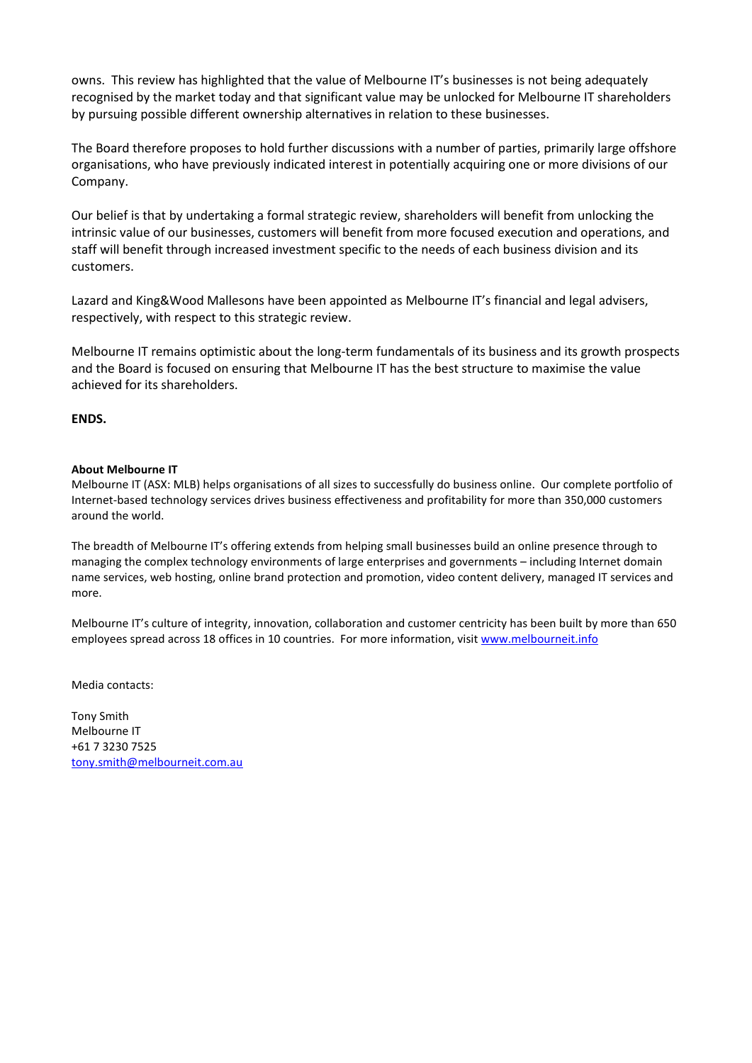owns. This review has highlighted that the value of Melbourne IT's businesses is not being adequately recognised by the market today and that significant value may be unlocked for Melbourne IT shareholders by pursuing possible different ownership alternatives in relation to these businesses.

The Board therefore proposes to hold further discussions with a number of parties, primarily large offshore organisations, who have previously indicated interest in potentially acquiring one or more divisions of our Company.

Our belief is that by undertaking a formal strategic review, shareholders will benefit from unlocking the intrinsic value of our businesses, customers will benefit from more focused execution and operations, and staff will benefit through increased investment specific to the needs of each business division and its customers.

Lazard and King&Wood Mallesons have been appointed as Melbourne IT's financial and legal advisers, respectively, with respect to this strategic review.

Melbourne IT remains optimistic about the long-term fundamentals of its business and its growth prospects and the Board is focused on ensuring that Melbourne IT has the best structure to maximise the value achieved for its shareholders.

**ENDS.**

**About Melbourne IT**

Melbourne IT (ASX: MLB) helps organisations of all sizes to successfully do business online. Our complete portfolio of Internet-based technology services drives business effectiveness and profitability for more than 350,000 customers around the world.

The breadth of Melbourne IT's offering extends from helping small businesses build an online presence through to managing the complex technology environments of large enterprises and governments – including Internet domain name services, web hosting, online brand protection and promotion, video content delivery, managed IT services and more.

Melbourne IT's culture of integrity, innovation, collaboration and customer centricity has been built by more than 650 employees spread across 18 offices in 10 countries. For more information, visit [www.melbourneit.info](http://www.melbourneit.info)

Media contacts:

Tony Smith
Melbourne IT
+61 7 3230 7525
[tony.smith@melbourneit.com.au](mailto:tony.smith@melbourneit.com.au)